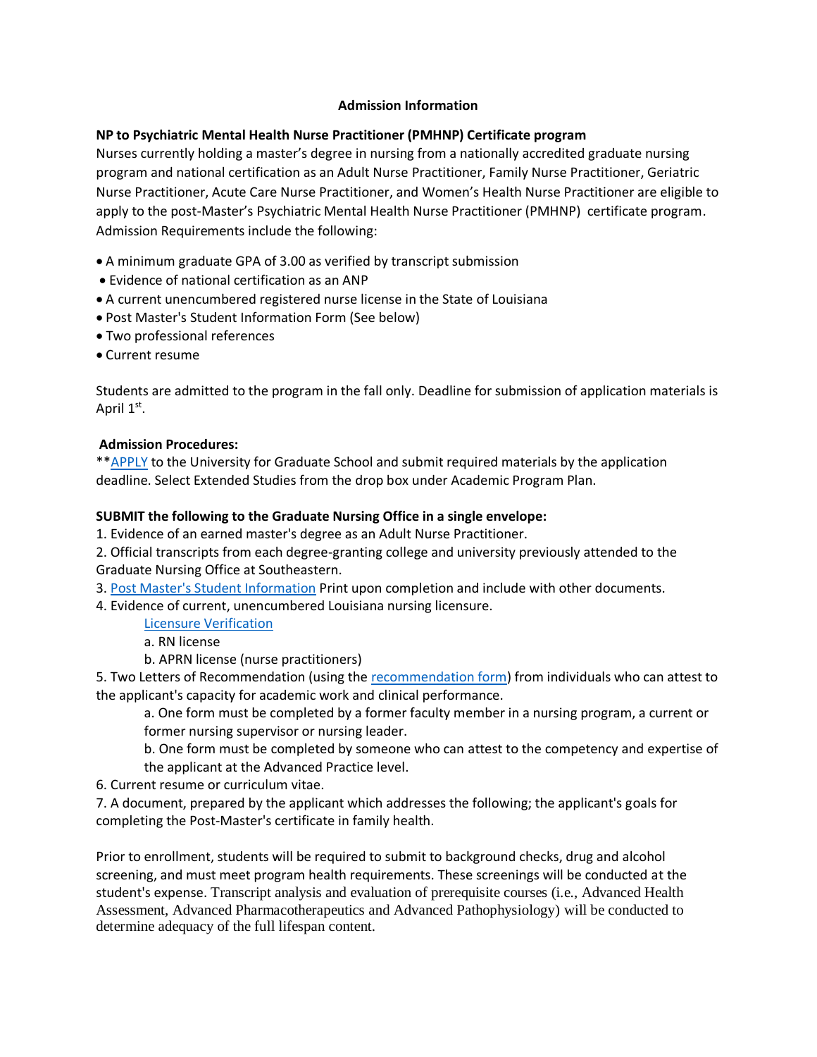## Admission Information

**NP to Psychiatric Mental Health Nurse Practitioner (PMHNP) Certificate program**

Nurses currently holding a master's degree in nursing from a nationally accredited graduate nursing program and national certification as an Adult Nurse Practitioner, Family Nurse Practitioner, Geriatric Nurse Practitioner, Acute Care Nurse Practitioner, and Women's Health Nurse Practitioner are eligible to apply to the post-Master's Psychiatric Mental Health Nurse Practitioner (PMHNP) certificate program. Admission Requirements include the following:

- A minimum graduate GPA of 3.00 as verified by transcript submission
- Evidence of national certification as an ANP
- A current unencumbered registered nurse license in the State of Louisiana
- Post Master's Student Information Form (See below)
- Two professional references
- Current resume

Students are admitted to the program in the fall only. Deadline for submission of application materials is April 1st.

**Admission Procedures:**

**APPLY to the University for Graduate School and submit required materials by the application deadline. Select Extended Studies from the drop box under Academic Program Plan.

**SUBMIT the following to the Graduate Nursing Office in a single envelope:**

1. Evidence of an earned master's degree as an Adult Nurse Practitioner.
2. Official transcripts from each degree-granting college and university previously attended to the Graduate Nursing Office at Southeastern.
3. Post Master's Student Information Print upon completion and include with other documents.
4. Evidence of current, unencumbered Louisiana nursing licensure.
   Licensure Verification
   a. RN license
   b. APRN license (nurse practitioners)
5. Two Letters of Recommendation (using the recommendation form) from individuals who can attest to the applicant's capacity for academic work and clinical performance.
   a. One form must be completed by a former faculty member in a nursing program, a current or former nursing supervisor or nursing leader.
   b. One form must be completed by someone who can attest to the competency and expertise of the applicant at the Advanced Practice level.
6. Current resume or curriculum vitae.
7. A document, prepared by the applicant which addresses the following; the applicant's goals for completing the Post-Master's certificate in family health.

Prior to enrollment, students will be required to submit to background checks, drug and alcohol screening, and must meet program health requirements. These screenings will be conducted at the student's expense. Transcript analysis and evaluation of prerequisite courses (i.e., Advanced Health Assessment, Advanced Pharmacotherapeutics and Advanced Pathophysiology) will be conducted to determine adequacy of the full lifespan content.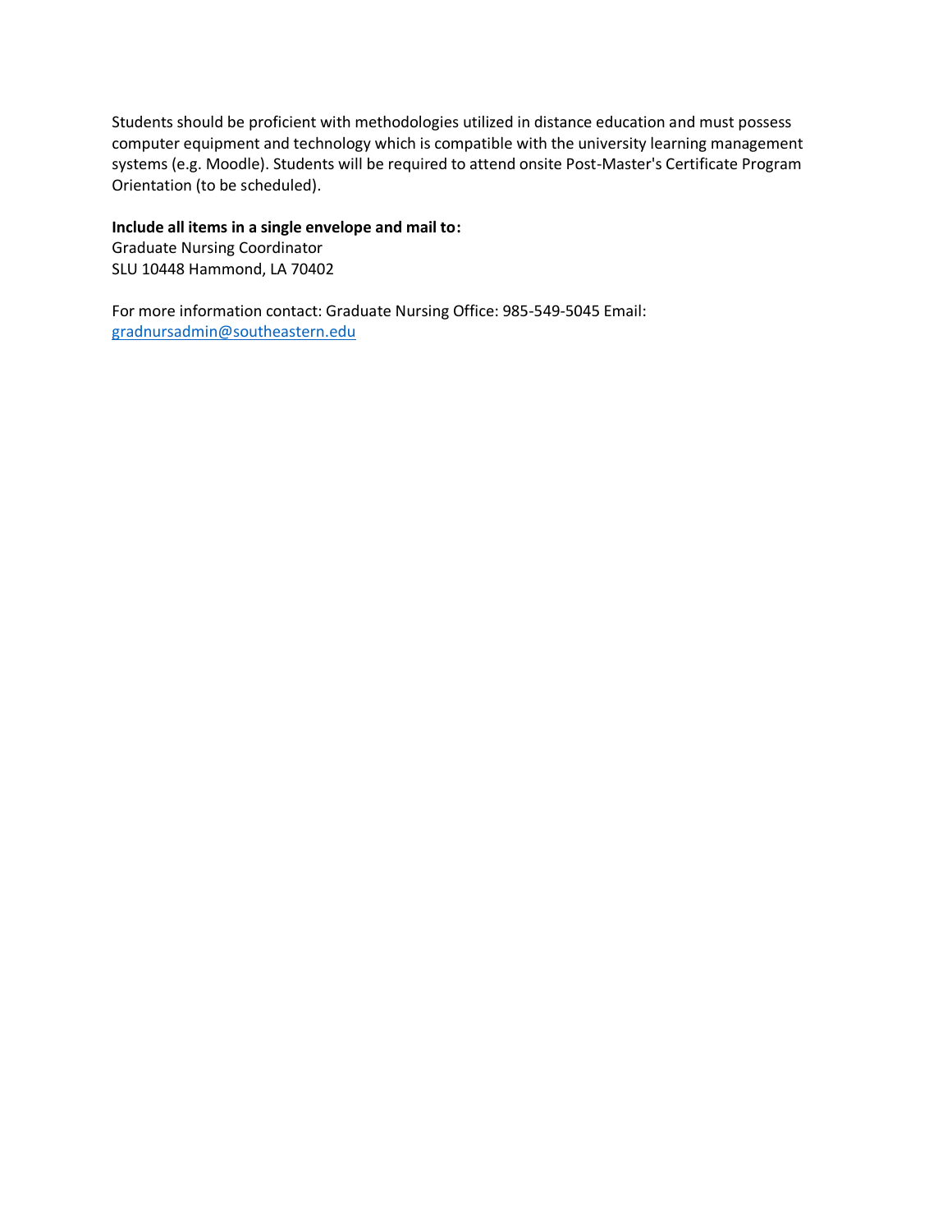Students should be proficient with methodologies utilized in distance education and must possess computer equipment and technology which is compatible with the university learning management systems (e.g. Moodle). Students will be required to attend onsite Post-Master's Certificate Program Orientation (to be scheduled).

**Include all items in a single envelope and mail to:**
Graduate Nursing Coordinator
SLU 10448 Hammond, LA 70402

For more information contact: Graduate Nursing Office: 985-549-5045 Email: gradnursadmin@southeastern.edu